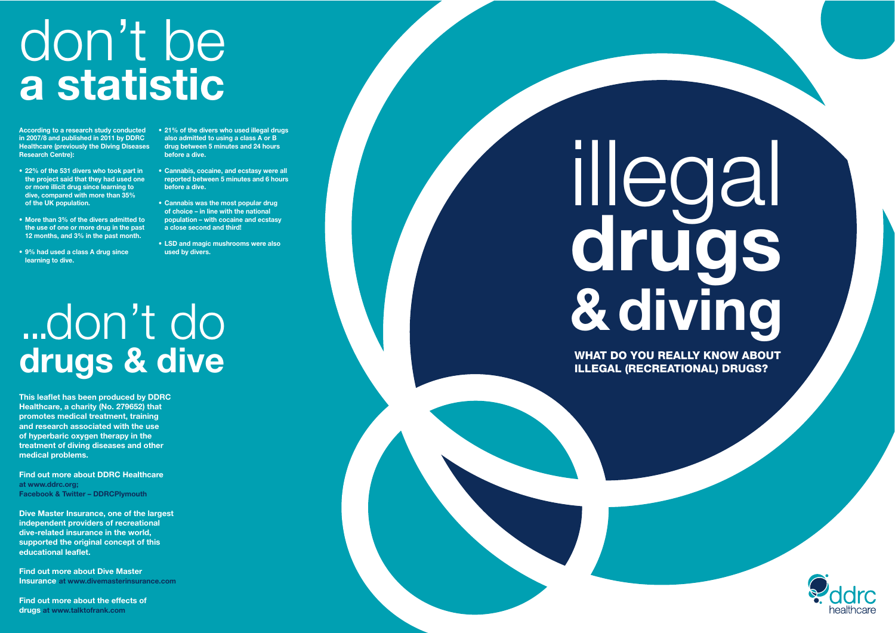# don't be **a statistic**

According to a research study conducted in 2007/8 and published in 2011 by DDRC Healthcare (previously the Diving Diseases Research Centre):

- 22% of the 531 divers who took part in the project said that they had used one or more illicit drug since learning to dive, compared with more than 35% of the UK population.
- More than 3% of the divers admitted to the use of one or more drug in the past 12 months, and 3% in the past month.
- 9% had used a class A drug since learning to dive.
- 21% of the divers who used illegal drugs also admitted to using a class A or B drug between 5 minutes and 24 hours before a dive.
- Cannabis, cocaine, and ecstasy were all reported between 5 minutes and 6 hours before a dive.
- Cannabis was the most popular drug of choice – in line with the national population – with cocaine and ecstasy a close second and third!
- LSD and magic mushrooms were also used by divers.

# ...don't do **drugs & dive**

This leaflet has been produced by DDRC Healthcare, a charity (No. 279652) that promotes medical treatment, training and research associated with the use of hyperbaric oxygen therapy in the treatment of diving diseases and other medical problems.

Find out more about DDRC Healthcare at www.ddrc.org; Facebook & Twitter – DDRCPlymouth

Dive Master Insurance, one of the largest independent providers of recreational dive-related insurance in the world, supported the original concept of this educational leaflet.

Find out more about Dive Master Insurance at www.divemasterinsurance.com

Find out more about the effects of drugs at www.talktofrank.com

# illegal **drugs & diving**

**WHAT DO YOU REALLY KNOW ABOUT ILLEGAL (RECREATIONAL) DRUGS?**

ddrc healthcare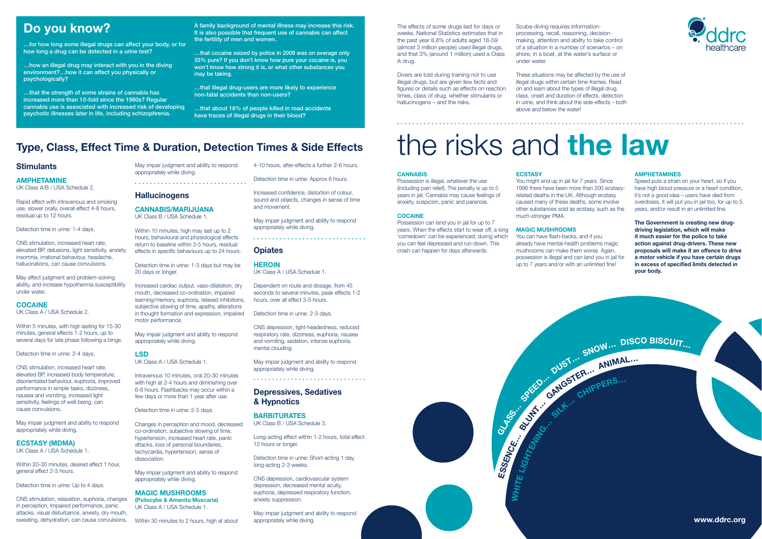## Do you know?

…for how long some illegal drugs can affect your body, or for how long a drug can be detected in a urine test?

…how an illegal drug may interact with you in the diving environment?…how it can affect you physically or psychologically?

…that the strength of some strains of cannabis has increased more than 10-fold since the 1980s? Regular cannabis use is associated with increased risk of developing psychotic illnesses later in life, including schizophrenia.

A family background of mental illness may increase this risk. It is also possible that frequent use of cannabis can affect the fertility of men and women.

…that cocaine seized by police in 2009 was on average only 33% pure? If you don't know how pure your cocaine is, you won't know how strong it is, or what other substances you may be taking.

…that illegal drug-users are more likely to experience non-fatal accidents than non-users?

…that about 18% of people killed in road accidents have traces of illegal drugs in their blood?

The effects of some drugs last for days or weeks. National Statistics estimates that in the past year 8.8% of adults aged 16-59 (almost 3 million people) used illegal drugs, and that 3% (around 1 million) used a Class A drug.

Divers are told during training not to use illegal drugs, but are given few facts and figures or details such as effects on reaction times, class of drug, whether stimulants or hallucinogens – and the risks.

Scuba-diving requires information-processing, recall, reasoning, decision-making, attention and ability to take control of a situation in a number of scenarios – on shore, in a boat, at the water's surface or under water.

These situations may be affected by the use of illegal drugs within certain time-frames. Read on and learn about the types of illegal drug, class, onset and duration of effects, detection in urine, and think about the side-effects – both above and below the water!

## Type, Class, Effect Time & Duration, Detection Times & Side Effects

### Stimulants

**AMPHETAMINE**
UK Class A/B / USA Schedule 2.

Rapid effect with intravenous and smoking use, slower orally, overall effect 4-8 hours, residual up to 12 hours.

Detection time in urine: 1-4 days.

CNS stimulation, increased heart rate, elevated BP, delusions, light sensitivity, anxiety, insomnia, irrational behaviour, headache, hallucinations, can cause convulsions.

May affect judgment and problem-solving ability, and increase hypothermia susceptibility under water.

**COCAINE**
UK Class A / USA Schedule 2.

Within 5 minutes, with high lasting for 15-30 minutes, general effects 1-2 hours, up to several days for late phase following a binge.

Detection time in urine: 2-4 days.

CNS stimulation, increased heart rate, elevated BP, increased body temperature, disorientated behaviour, euphoria, improved performance in simple tasks, dizziness, nausea and vomiting, increased light sensitivity, feelings of well-being, can cause convulsions.

May impair judgment and ability to respond appropriately while diving.

**ECSTASY (MDMA)**
UK Class A / USA Schedule 1.

Within 20-30 minutes, desired effect 1 hour, general effect 2-3 hours.

Detection time in urine: Up to 4 days.

CNS stimulation, relaxation, euphoria, changes in perception, impaired performance, panic attacks, visual disturbance, anxiety, dry mouth, sweating, dehydration, can cause convulsions.

May impair judgment and ability to respond appropriately while diving.

### Hallucinogens

**CANNABIS/MARIJUANA**
UK Class B / USA Schedule 1.

Within 10 minutes, high may last up to 2 hours, behavioural and physiological effects return to baseline within 3-5 hours, residual effects in specific behaviours up to 24 hours.

Detection time in urine: 1-3 days but may be 20 days or longer.

Increased cardiac output, vaso-dilatation, dry mouth, decreased co-ordination, impaired learning/memory, euphoria, relaxed inhibitions, subjective slowing of time, apathy, alterations in thought formation and expression, impaired motor performance.

May impair judgment and ability to respond appropriately while diving.

**LSD**
UK Class A / USA Schedule 1.

Intravenous 10 minutes, oral 20-30 minutes with high at 2-4 hours and diminishing over 6-8 hours. Flashbacks may occur within a few days or more than 1 year after use.

Detection time in urine: 2-5 days.

Changes in perception and mood, decreased co-ordination, subjective slowing of time, hypertension, increased heart rate, panic attacks, loss of personal boundaries, tachycardia, hypertension, sense of dissociation.

May impair judgment and ability to respond appropriately while diving.

**MAGIC MUSHROOMS**
**(Psilocybe & Amanita Muscaria)**
UK Class A / USA Schedule 1.

Within 30 minutes to 2 hours, high at about 4-10 hours, after-effects a further 2-6 hours.

Detection time in urine: Approx 8 hours.

Increased confidence, distortion of colour, sound and objects, changes in sense of time and movement.

May impair judgment and ability to respond appropriately while diving.

### Opiates

**HEROIN**
UK Class A / USA Schedule 1.

Dependent on route and dosage, from 45 seconds to several minutes, peak effects 1-2 hours, over all effect 3-5 hours.

Detection time in urine: 2-3 days.

CNS depression, light-headedness, reduced respiratory rate, dizziness, euphoria, nausea and vomiting, sedation, intense euphoria, mental clouding.

May impair judgment and ability to respond appropriately while diving.

### Depressives, Sedatives & Hypnotics

**BARBITURATES**
UK Class B / USA Schedule 3.

Long-acting effect within 1-2 hours, total effect 12 hours or longer.

Detection time in urine: Short-acting 1 day, long-acting 2-3 weeks.

CNS depression, cardiovascular system depression, decreased mental acuity, euphoria, depressed respiratory function, anxiety suppression.

May impair judgment and ability to respond appropriately while diving.

# the risks and **the law**

**CANNABIS**
Possession is illegal, whatever the use (including pain relief). The penalty is up to 5 years in jail. Cannabis may cause feelings of anxiety, suspicion, panic and paranoia.

**COCAINE**
Possession can land you in jail for up to 7 years. When the effects start to wear off, a long 'comedown' can be experienced, during which you can feel depressed and run-down. This crash can happen for days afterwards.

**ECSTASY**
You might end up in jail for 7 years. Since 1996 there have been more than 200 ecstasy-related deaths in the UK. Although ecstasy caused many of these deaths, some involve other substances sold as ecstasy, such as the much-stronger PMA.

**MAGIC MUSHROOMS**
You can have flash-backs, and if you already have mental-health problems magic mushrooms can make them worse. Again, possession is illegal and can land you in jail for up to 7 years and/or with an unlimited fine!

**AMPHETAMINES**
Speed puts a strain on your heart, so if you have high blood pressure or a heart condition, it's not a good idea – users have died from overdoses. It will put you in jail too, for up to 5 years, and/or result in an unlimited fine.

**The Government is creating new drug-driving legislation, which will make it much easier for the police to take action against drug-drivers. These new proposals will make it an offence to drive a motor vehicle if you have certain drugs in excess of specified limits detected in your body.**

GLASS… SPEED… DUST… SNOW… DISCO BISCUIT… ESSENCE… BLUNT… GANGSTER… ANIMAL… WHITE LIGHTENING… SILK… CHIPPERS…

www.ddrc.org